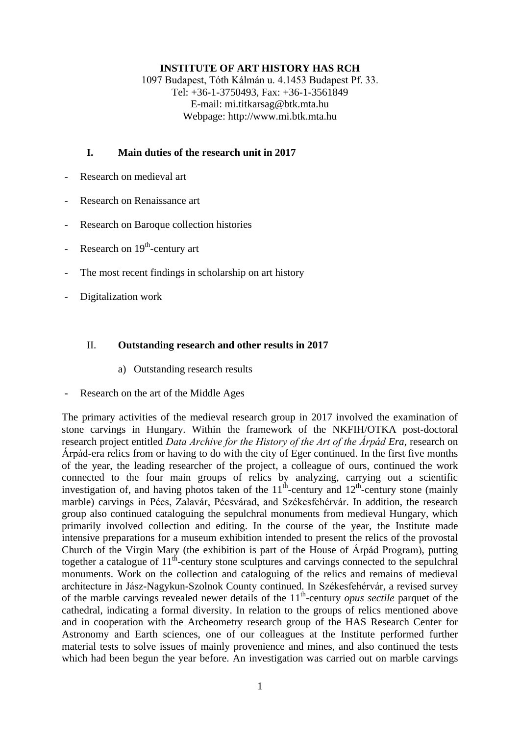**INSTITUTE OF ART HISTORY HAS RCH**
1097 Budapest, Tóth Kálmán u. 4.1453 Budapest Pf. 33.
Tel: +36-1-3750493, Fax: +36-1-3561849
E-mail: mi.titkarsag@btk.mta.hu
Webpage: http://www.mi.btk.mta.hu

## I. Main duties of the research unit in 2017

- Research on medieval art
- Research on Renaissance art
- Research on Baroque collection histories
- Research on 19th-century art
- The most recent findings in scholarship on art history
- Digitalization work

## II. Outstanding research and other results in 2017

### a) Outstanding research results

- Research on the art of the Middle Ages

The primary activities of the medieval research group in 2017 involved the examination of stone carvings in Hungary. Within the framework of the NKFIH/OTKA post-doctoral research project entitled *Data Archive for the History of the Art of the Árpád Era*, research on Árpád-era relics from or having to do with the city of Eger continued. In the first five months of the year, the leading researcher of the project, a colleague of ours, continued the work connected to the four main groups of relics by analyzing, carrying out a scientific investigation of, and having photos taken of the 11th-century and 12th-century stone (mainly marble) carvings in Pécs, Zalavár, Pécsvárad, and Székesfehérvár. In addition, the research group also continued cataloguing the sepulchral monuments from medieval Hungary, which primarily involved collection and editing. In the course of the year, the Institute made intensive preparations for a museum exhibition intended to present the relics of the provostal Church of the Virgin Mary (the exhibition is part of the House of Árpád Program), putting together a catalogue of 11th-century stone sculptures and carvings connected to the sepulchral monuments. Work on the collection and cataloguing of the relics and remains of medieval architecture in Jász-Nagykun-Szolnok County continued. In Székesfehérvár, a revised survey of the marble carvings revealed newer details of the 11th-century *opus sectile* parquet of the cathedral, indicating a formal diversity. In relation to the groups of relics mentioned above and in cooperation with the Archeometry research group of the HAS Research Center for Astronomy and Earth sciences, one of our colleagues at the Institute performed further material tests to solve issues of mainly provenience and mines, and also continued the tests which had been begun the year before. An investigation was carried out on marble carvings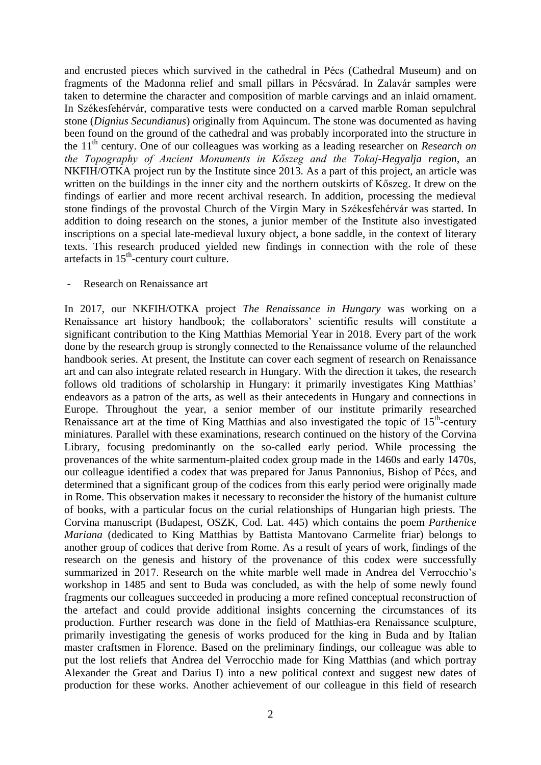and encrusted pieces which survived in the cathedral in Pécs (Cathedral Museum) and on fragments of the Madonna relief and small pillars in Pécsvárad. In Zalavár samples were taken to determine the character and composition of marble carvings and an inlaid ornament. In Székesfehérvár, comparative tests were conducted on a carved marble Roman sepulchral stone (*Dignius Secundianus*) originally from Aquincum. The stone was documented as having been found on the ground of the cathedral and was probably incorporated into the structure in the 11th century. One of our colleagues was working as a leading researcher on *Research on the Topography of Ancient Monuments in Kőszeg and the Tokaj-Hegyalja region*, an NKFIH/OTKA project run by the Institute since 2013. As a part of this project, an article was written on the buildings in the inner city and the northern outskirts of Kőszeg. It drew on the findings of earlier and more recent archival research. In addition, processing the medieval stone findings of the provostal Church of the Virgin Mary in Székesfehérvár was started. In addition to doing research on the stones, a junior member of the Institute also investigated inscriptions on a special late-medieval luxury object, a bone saddle, in the context of literary texts. This research produced yielded new findings in connection with the role of these artefacts in 15th-century court culture.

- Research on Renaissance art

In 2017, our NKFIH/OTKA project *The Renaissance in Hungary* was working on a Renaissance art history handbook; the collaborators' scientific results will constitute a significant contribution to the King Matthias Memorial Year in 2018. Every part of the work done by the research group is strongly connected to the Renaissance volume of the relaunched handbook series. At present, the Institute can cover each segment of research on Renaissance art and can also integrate related research in Hungary. With the direction it takes, the research follows old traditions of scholarship in Hungary: it primarily investigates King Matthias' endeavors as a patron of the arts, as well as their antecedents in Hungary and connections in Europe. Throughout the year, a senior member of our institute primarily researched Renaissance art at the time of King Matthias and also investigated the topic of 15th-century miniatures. Parallel with these examinations, research continued on the history of the Corvina Library, focusing predominantly on the so-called early period. While processing the provenances of the white sarmentum-plaited codex group made in the 1460s and early 1470s, our colleague identified a codex that was prepared for Janus Pannonius, Bishop of Pécs, and determined that a significant group of the codices from this early period were originally made in Rome. This observation makes it necessary to reconsider the history of the humanist culture of books, with a particular focus on the curial relationships of Hungarian high priests. The Corvina manuscript (Budapest, OSZK, Cod. Lat. 445) which contains the poem *Parthenice Mariana* (dedicated to King Matthias by Battista Mantovano Carmelite friar) belongs to another group of codices that derive from Rome. As a result of years of work, findings of the research on the genesis and history of the provenance of this codex were successfully summarized in 2017. Research on the white marble well made in Andrea del Verrocchio's workshop in 1485 and sent to Buda was concluded, as with the help of some newly found fragments our colleagues succeeded in producing a more refined conceptual reconstruction of the artefact and could provide additional insights concerning the circumstances of its production. Further research was done in the field of Matthias-era Renaissance sculpture, primarily investigating the genesis of works produced for the king in Buda and by Italian master craftsmen in Florence. Based on the preliminary findings, our colleague was able to put the lost reliefs that Andrea del Verrocchio made for King Matthias (and which portray Alexander the Great and Darius I) into a new political context and suggest new dates of production for these works. Another achievement of our colleague in this field of research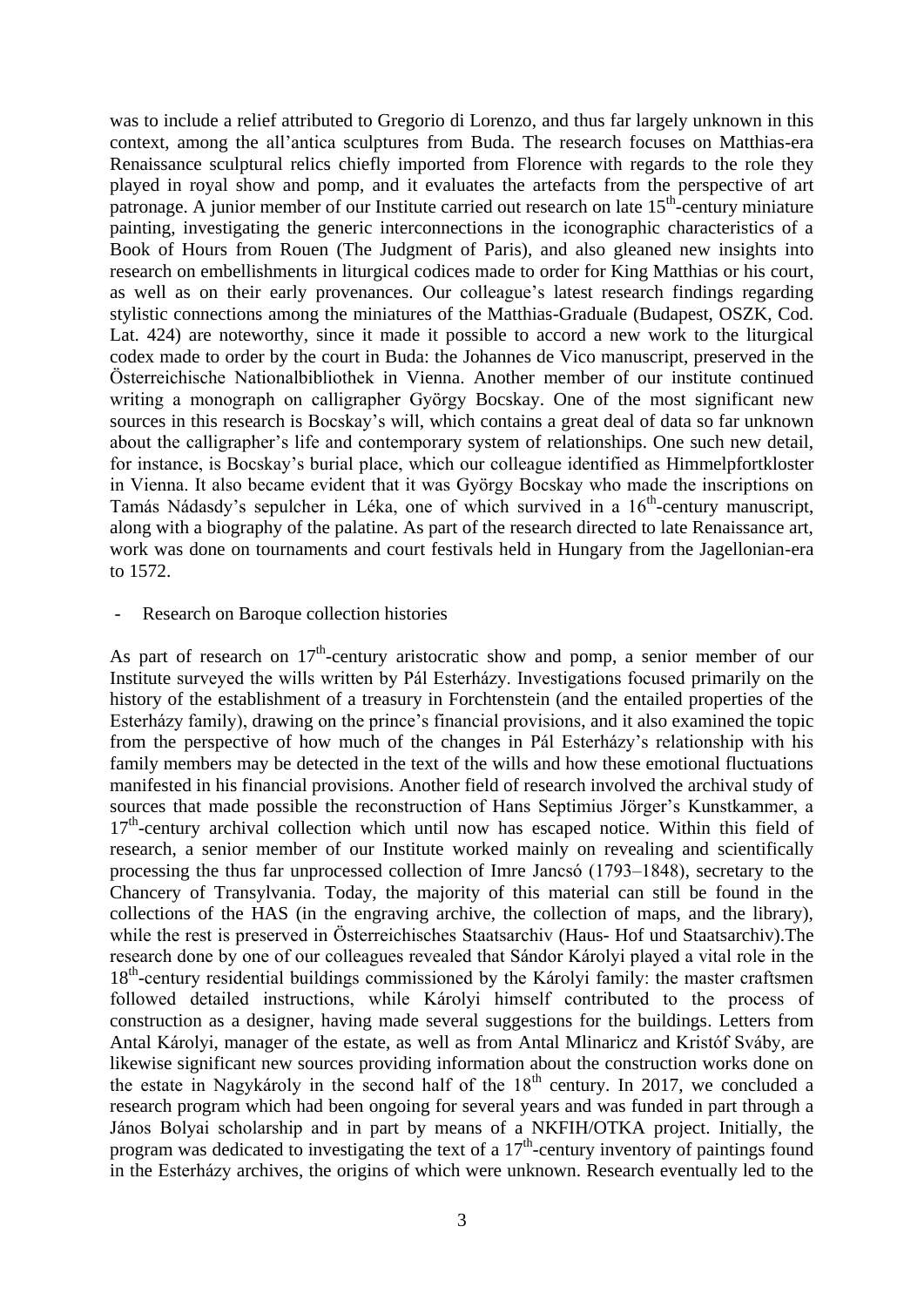was to include a relief attributed to Gregorio di Lorenzo, and thus far largely unknown in this context, among the all'antica sculptures from Buda. The research focuses on Matthias-era Renaissance sculptural relics chiefly imported from Florence with regards to the role they played in royal show and pomp, and it evaluates the artefacts from the perspective of art patronage. A junior member of our Institute carried out research on late 15th-century miniature painting, investigating the generic interconnections in the iconographic characteristics of a Book of Hours from Rouen (The Judgment of Paris), and also gleaned new insights into research on embellishments in liturgical codices made to order for King Matthias or his court, as well as on their early provenances. Our colleague's latest research findings regarding stylistic connections among the miniatures of the Matthias-Graduale (Budapest, OSZK, Cod. Lat. 424) are noteworthy, since it made it possible to accord a new work to the liturgical codex made to order by the court in Buda: the Johannes de Vico manuscript, preserved in the Österreichische Nationalbibliothek in Vienna. Another member of our institute continued writing a monograph on calligrapher György Bocskay. One of the most significant new sources in this research is Bocskay's will, which contains a great deal of data so far unknown about the calligrapher's life and contemporary system of relationships. One such new detail, for instance, is Bocskay's burial place, which our colleague identified as Himmelpfortkloster in Vienna. It also became evident that it was György Bocskay who made the inscriptions on Tamás Nádasdy's sepulcher in Léka, one of which survived in a 16th-century manuscript, along with a biography of the palatine. As part of the research directed to late Renaissance art, work was done on tournaments and court festivals held in Hungary from the Jagellonian-era to 1572.

- Research on Baroque collection histories

As part of research on 17th-century aristocratic show and pomp, a senior member of our Institute surveyed the wills written by Pál Esterházy. Investigations focused primarily on the history of the establishment of a treasury in Forchtenstein (and the entailed properties of the Esterházy family), drawing on the prince's financial provisions, and it also examined the topic from the perspective of how much of the changes in Pál Esterházy's relationship with his family members may be detected in the text of the wills and how these emotional fluctuations manifested in his financial provisions. Another field of research involved the archival study of sources that made possible the reconstruction of Hans Septimius Jörger's Kunstkammer, a 17th-century archival collection which until now has escaped notice. Within this field of research, a senior member of our Institute worked mainly on revealing and scientifically processing the thus far unprocessed collection of Imre Jancsó (1793–1848), secretary to the Chancery of Transylvania. Today, the majority of this material can still be found in the collections of the HAS (in the engraving archive, the collection of maps, and the library), while the rest is preserved in Österreichisches Staatsarchiv (Haus- Hof und Staatsarchiv).The research done by one of our colleagues revealed that Sándor Károlyi played a vital role in the 18th-century residential buildings commissioned by the Károlyi family: the master craftsmen followed detailed instructions, while Károlyi himself contributed to the process of construction as a designer, having made several suggestions for the buildings. Letters from Antal Károlyi, manager of the estate, as well as from Antal Mlinaricz and Kristóf Sváby, are likewise significant new sources providing information about the construction works done on the estate in Nagykároly in the second half of the 18th century. In 2017, we concluded a research program which had been ongoing for several years and was funded in part through a János Bolyai scholarship and in part by means of a NKFIH/OTKA project. Initially, the program was dedicated to investigating the text of a 17th-century inventory of paintings found in the Esterházy archives, the origins of which were unknown. Research eventually led to the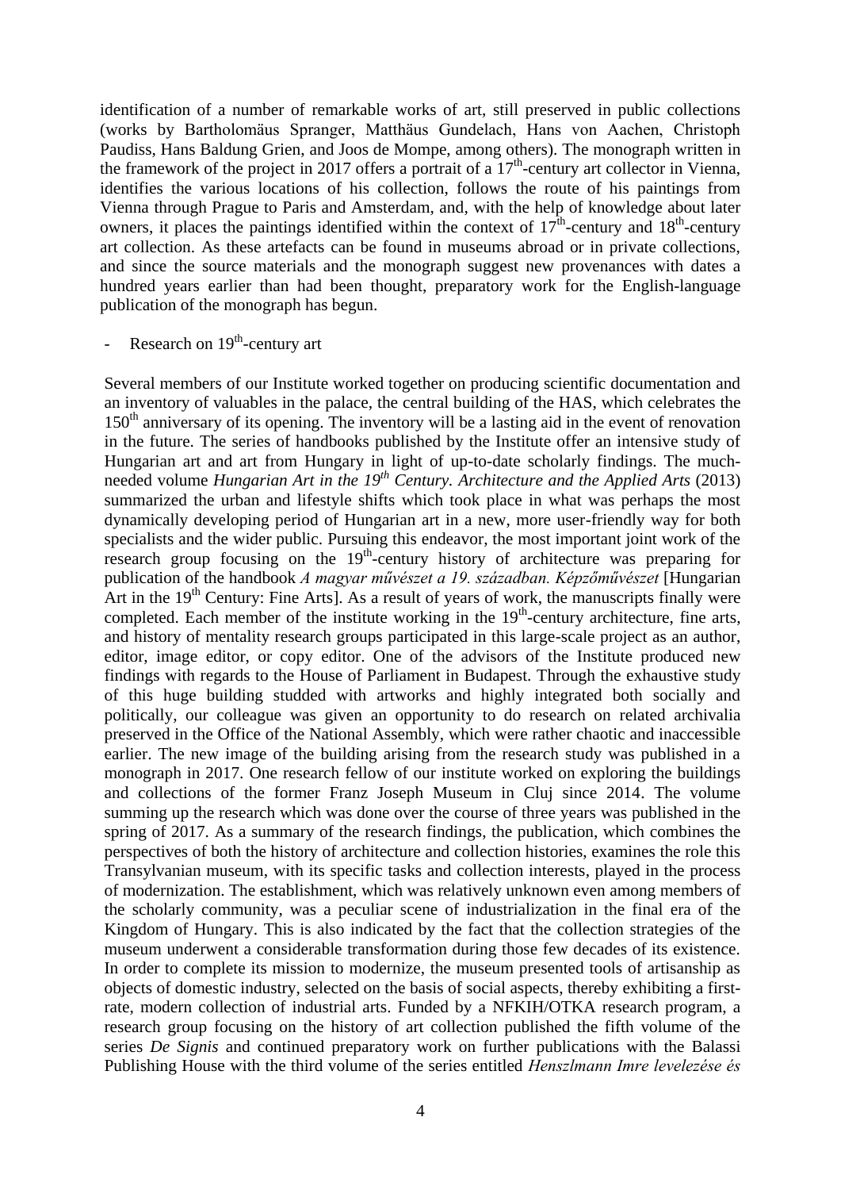identification of a number of remarkable works of art, still preserved in public collections (works by Bartholomäus Spranger, Matthäus Gundelach, Hans von Aachen, Christoph Paudiss, Hans Baldung Grien, and Joos de Mompe, among others). The monograph written in the framework of the project in 2017 offers a portrait of a 17th-century art collector in Vienna, identifies the various locations of his collection, follows the route of his paintings from Vienna through Prague to Paris and Amsterdam, and, with the help of knowledge about later owners, it places the paintings identified within the context of 17th-century and 18th-century art collection. As these artefacts can be found in museums abroad or in private collections, and since the source materials and the monograph suggest new provenances with dates a hundred years earlier than had been thought, preparatory work for the English-language publication of the monograph has begun.

- Research on 19th-century art

Several members of our Institute worked together on producing scientific documentation and an inventory of valuables in the palace, the central building of the HAS, which celebrates the 150th anniversary of its opening. The inventory will be a lasting aid in the event of renovation in the future. The series of handbooks published by the Institute offer an intensive study of Hungarian art and art from Hungary in light of up-to-date scholarly findings. The much-needed volume *Hungarian Art in the 19th Century. Architecture and the Applied Arts* (2013) summarized the urban and lifestyle shifts which took place in what was perhaps the most dynamically developing period of Hungarian art in a new, more user-friendly way for both specialists and the wider public. Pursuing this endeavor, the most important joint work of the research group focusing on the 19th-century history of architecture was preparing for publication of the handbook *A magyar művészet a 19. században. Képzőművészet* [Hungarian Art in the 19th Century: Fine Arts]. As a result of years of work, the manuscripts finally were completed. Each member of the institute working in the 19th-century architecture, fine arts, and history of mentality research groups participated in this large-scale project as an author, editor, image editor, or copy editor. One of the advisors of the Institute produced new findings with regards to the House of Parliament in Budapest. Through the exhaustive study of this huge building studded with artworks and highly integrated both socially and politically, our colleague was given an opportunity to do research on related archivalia preserved in the Office of the National Assembly, which were rather chaotic and inaccessible earlier. The new image of the building arising from the research study was published in a monograph in 2017. One research fellow of our institute worked on exploring the buildings and collections of the former Franz Joseph Museum in Cluj since 2014. The volume summing up the research which was done over the course of three years was published in the spring of 2017. As a summary of the research findings, the publication, which combines the perspectives of both the history of architecture and collection histories, examines the role this Transylvanian museum, with its specific tasks and collection interests, played in the process of modernization. The establishment, which was relatively unknown even among members of the scholarly community, was a peculiar scene of industrialization in the final era of the Kingdom of Hungary. This is also indicated by the fact that the collection strategies of the museum underwent a considerable transformation during those few decades of its existence. In order to complete its mission to modernize, the museum presented tools of artisanship as objects of domestic industry, selected on the basis of social aspects, thereby exhibiting a first-rate, modern collection of industrial arts. Funded by a NFKIH/OTKA research program, a research group focusing on the history of art collection published the fifth volume of the series *De Signis* and continued preparatory work on further publications with the Balassi Publishing House with the third volume of the series entitled *Henszlmann Imre levelezése és*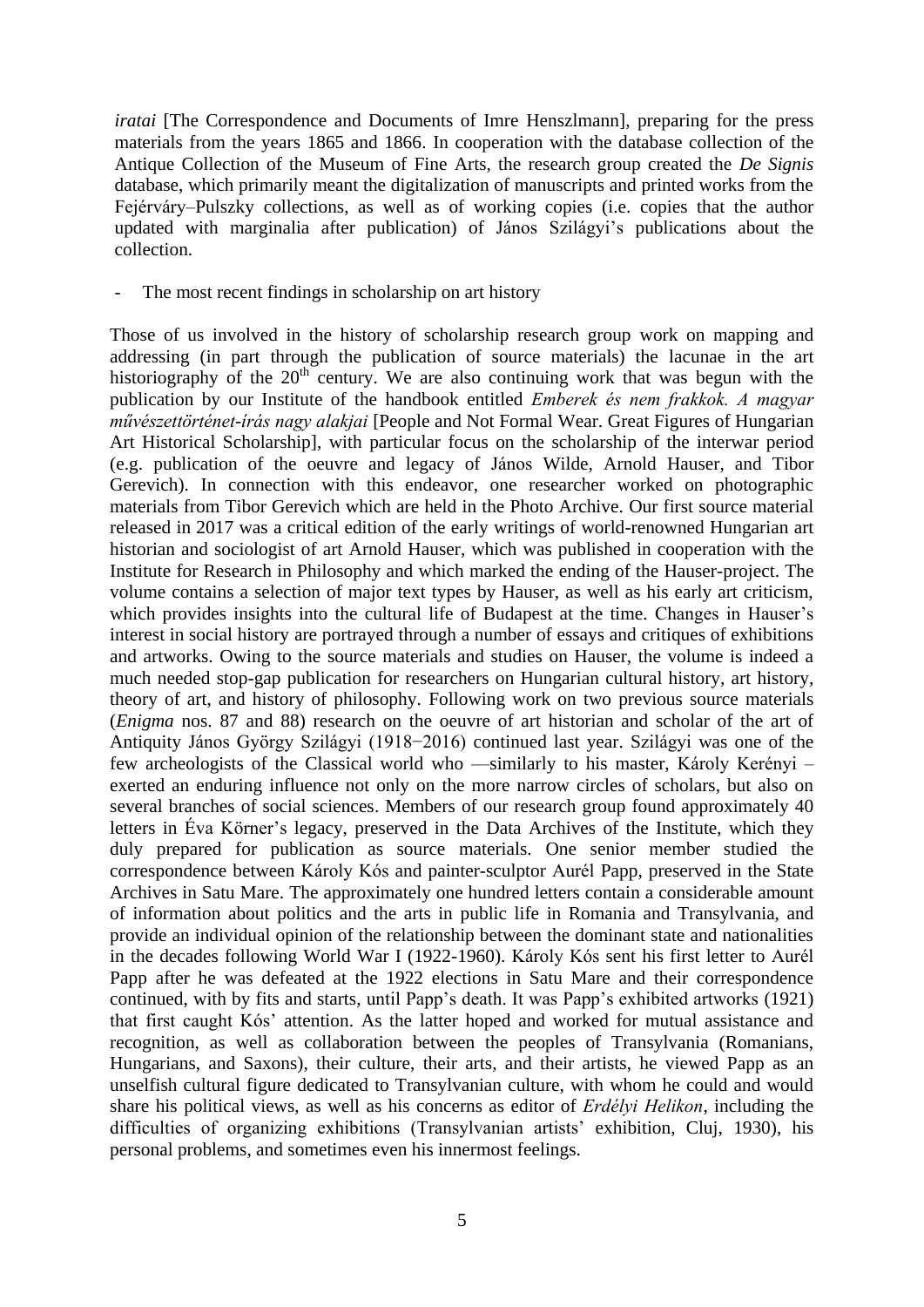*iratai* [The Correspondence and Documents of Imre Henszlmann], preparing for the press materials from the years 1865 and 1866. In cooperation with the database collection of the Antique Collection of the Museum of Fine Arts, the research group created the *De Signis* database, which primarily meant the digitalization of manuscripts and printed works from the Fejérváry–Pulszky collections, as well as of working copies (i.e. copies that the author updated with marginalia after publication) of János Szilágyi's publications about the collection.

- The most recent findings in scholarship on art history

Those of us involved in the history of scholarship research group work on mapping and addressing (in part through the publication of source materials) the lacunae in the art historiography of the 20th century. We are also continuing work that was begun with the publication by our Institute of the handbook entitled *Emberek és nem frakkok. A magyar művészettörténet-írás nagy alakjai* [People and Not Formal Wear. Great Figures of Hungarian Art Historical Scholarship], with particular focus on the scholarship of the interwar period (e.g. publication of the oeuvre and legacy of János Wilde, Arnold Hauser, and Tibor Gerevich). In connection with this endeavor, one researcher worked on photographic materials from Tibor Gerevich which are held in the Photo Archive. Our first source material released in 2017 was a critical edition of the early writings of world-renowned Hungarian art historian and sociologist of art Arnold Hauser, which was published in cooperation with the Institute for Research in Philosophy and which marked the ending of the Hauser-project. The volume contains a selection of major text types by Hauser, as well as his early art criticism, which provides insights into the cultural life of Budapest at the time. Changes in Hauser's interest in social history are portrayed through a number of essays and critiques of exhibitions and artworks. Owing to the source materials and studies on Hauser, the volume is indeed a much needed stop-gap publication for researchers on Hungarian cultural history, art history, theory of art, and history of philosophy. Following work on two previous source materials (*Enigma* nos. 87 and 88) research on the oeuvre of art historian and scholar of the art of Antiquity János György Szilágyi (1918−2016) continued last year. Szilágyi was one of the few archeologists of the Classical world who —similarly to his master, Károly Kerényi – exerted an enduring influence not only on the more narrow circles of scholars, but also on several branches of social sciences. Members of our research group found approximately 40 letters in Éva Körner's legacy, preserved in the Data Archives of the Institute, which they duly prepared for publication as source materials. One senior member studied the correspondence between Károly Kós and painter-sculptor Aurél Papp, preserved in the State Archives in Satu Mare. The approximately one hundred letters contain a considerable amount of information about politics and the arts in public life in Romania and Transylvania, and provide an individual opinion of the relationship between the dominant state and nationalities in the decades following World War I (1922-1960). Károly Kós sent his first letter to Aurél Papp after he was defeated at the 1922 elections in Satu Mare and their correspondence continued, with by fits and starts, until Papp's death. It was Papp's exhibited artworks (1921) that first caught Kós' attention. As the latter hoped and worked for mutual assistance and recognition, as well as collaboration between the peoples of Transylvania (Romanians, Hungarians, and Saxons), their culture, their arts, and their artists, he viewed Papp as an unselfish cultural figure dedicated to Transylvanian culture, with whom he could and would share his political views, as well as his concerns as editor of *Erdélyi Helikon*, including the difficulties of organizing exhibitions (Transylvanian artists' exhibition, Cluj, 1930), his personal problems, and sometimes even his innermost feelings.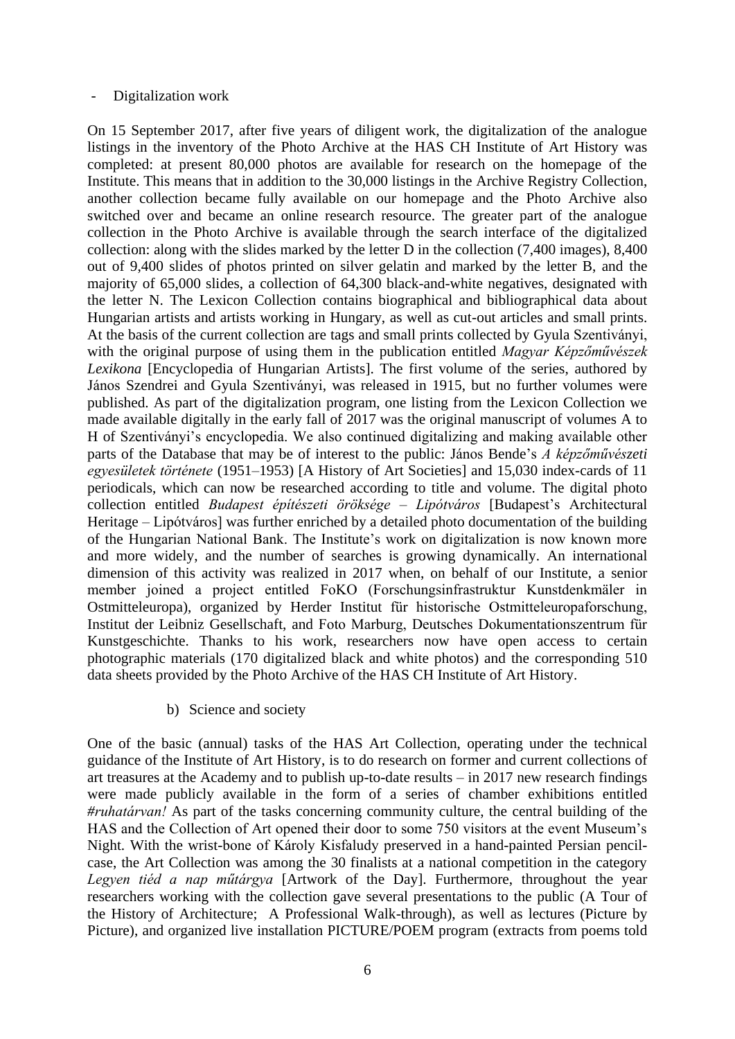- Digitalization work

On 15 September 2017, after five years of diligent work, the digitalization of the analogue listings in the inventory of the Photo Archive at the HAS CH Institute of Art History was completed: at present 80,000 photos are available for research on the homepage of the Institute. This means that in addition to the 30,000 listings in the Archive Registry Collection, another collection became fully available on our homepage and the Photo Archive also switched over and became an online research resource. The greater part of the analogue collection in the Photo Archive is available through the search interface of the digitalized collection: along with the slides marked by the letter D in the collection (7,400 images), 8,400 out of 9,400 slides of photos printed on silver gelatin and marked by the letter B, and the majority of 65,000 slides, a collection of 64,300 black-and-white negatives, designated with the letter N. The Lexicon Collection contains biographical and bibliographical data about Hungarian artists and artists working in Hungary, as well as cut-out articles and small prints. At the basis of the current collection are tags and small prints collected by Gyula Szentiványi, with the original purpose of using them in the publication entitled *Magyar Képzőművészek Lexikona* [Encyclopedia of Hungarian Artists]. The first volume of the series, authored by János Szendrei and Gyula Szentiványi, was released in 1915, but no further volumes were published. As part of the digitalization program, one listing from the Lexicon Collection we made available digitally in the early fall of 2017 was the original manuscript of volumes A to H of Szentiványi's encyclopedia. We also continued digitalizing and making available other parts of the Database that may be of interest to the public: János Bende's *A képzőművészeti egyesületek története* (1951–1953) [A History of Art Societies] and 15,030 index-cards of 11 periodicals, which can now be researched according to title and volume. The digital photo collection entitled *Budapest építészeti öröksége – Lipótváros* [Budapest's Architectural Heritage – Lipótváros] was further enriched by a detailed photo documentation of the building of the Hungarian National Bank. The Institute's work on digitalization is now known more and more widely, and the number of searches is growing dynamically. An international dimension of this activity was realized in 2017 when, on behalf of our Institute, a senior member joined a project entitled FoKO (Forschungsinfrastruktur Kunstdenkmäler in Ostmitteleuropa), organized by Herder Institut für historische Ostmitteleuropaforschung, Institut der Leibniz Gesellschaft, and Foto Marburg, Deutsches Dokumentationszentrum für Kunstgeschichte. Thanks to his work, researchers now have open access to certain photographic materials (170 digitalized black and white photos) and the corresponding 510 data sheets provided by the Photo Archive of the HAS CH Institute of Art History.

b) Science and society

One of the basic (annual) tasks of the HAS Art Collection, operating under the technical guidance of the Institute of Art History, is to do research on former and current collections of art treasures at the Academy and to publish up-to-date results – in 2017 new research findings were made publicly available in the form of a series of chamber exhibitions entitled *#ruhatárvan!* As part of the tasks concerning community culture, the central building of the HAS and the Collection of Art opened their door to some 750 visitors at the event Museum's Night. With the wrist-bone of Károly Kisfaludy preserved in a hand-painted Persian pencil-case, the Art Collection was among the 30 finalists at a national competition in the category *Legyen tiéd a nap műtárgya* [Artwork of the Day]. Furthermore, throughout the year researchers working with the collection gave several presentations to the public (A Tour of the History of Architecture; A Professional Walk-through), as well as lectures (Picture by Picture), and organized live installation PICTURE/POEM program (extracts from poems told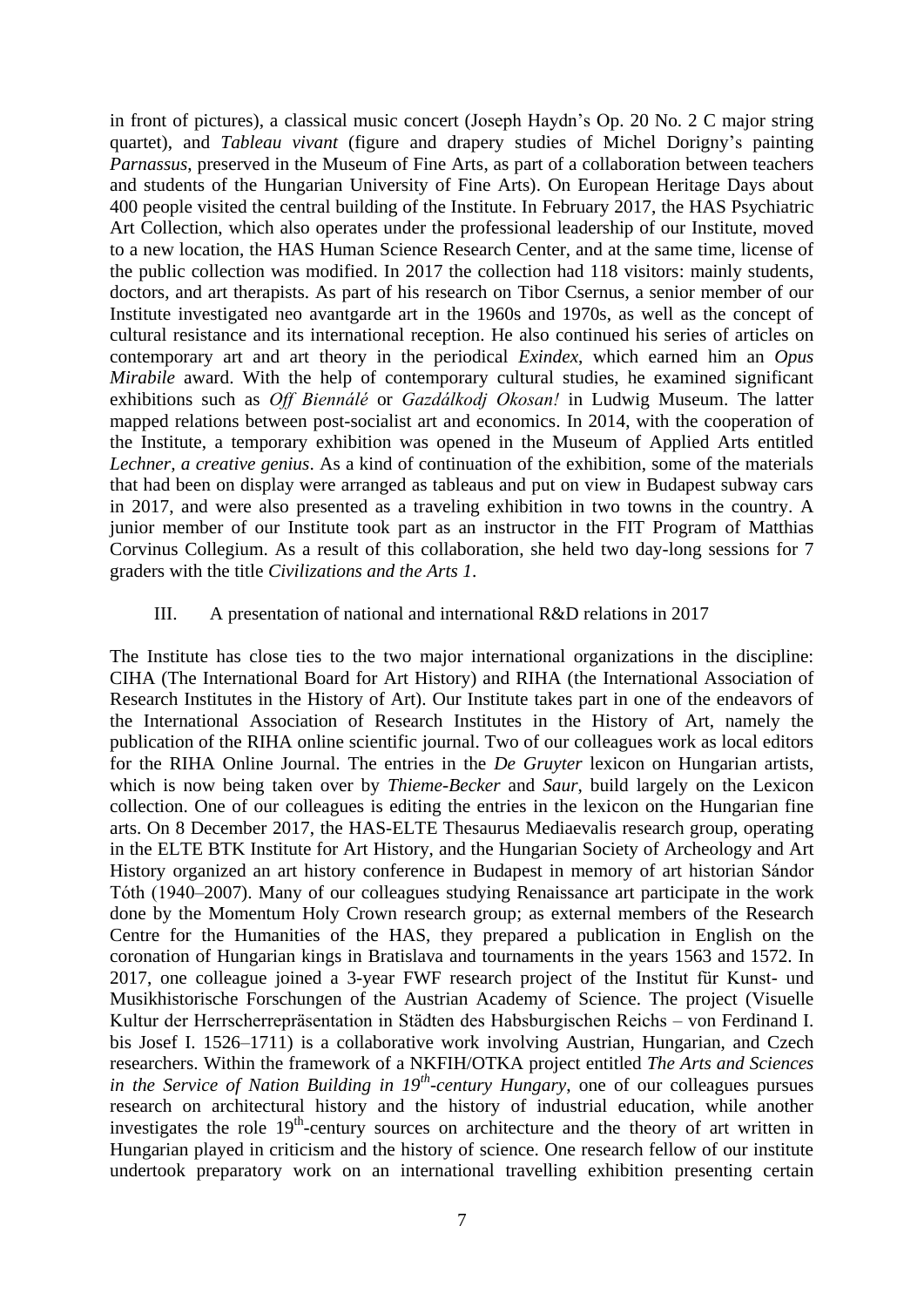in front of pictures), a classical music concert (Joseph Haydn's Op. 20 No. 2 C major string quartet), and *Tableau vivant* (figure and drapery studies of Michel Dorigny's painting *Parnassus*, preserved in the Museum of Fine Arts, as part of a collaboration between teachers and students of the Hungarian University of Fine Arts). On European Heritage Days about 400 people visited the central building of the Institute. In February 2017, the HAS Psychiatric Art Collection, which also operates under the professional leadership of our Institute, moved to a new location, the HAS Human Science Research Center, and at the same time, license of the public collection was modified. In 2017 the collection had 118 visitors: mainly students, doctors, and art therapists. As part of his research on Tibor Csernus, a senior member of our Institute investigated neo avantgarde art in the 1960s and 1970s, as well as the concept of cultural resistance and its international reception. He also continued his series of articles on contemporary art and art theory in the periodical *Exindex*, which earned him an *Opus Mirabile* award. With the help of contemporary cultural studies, he examined significant exhibitions such as *Off Biennálé* or *Gazdálkodj Okosan!* in Ludwig Museum. The latter mapped relations between post-socialist art and economics. In 2014, with the cooperation of the Institute, a temporary exhibition was opened in the Museum of Applied Arts entitled *Lechner, a creative genius*. As a kind of continuation of the exhibition, some of the materials that had been on display were arranged as tableaus and put on view in Budapest subway cars in 2017, and were also presented as a traveling exhibition in two towns in the country. A junior member of our Institute took part as an instructor in the FIT Program of Matthias Corvinus Collegium. As a result of this collaboration, she held two day-long sessions for 7 graders with the title *Civilizations and the Arts 1*.

## III. A presentation of national and international R&D relations in 2017

The Institute has close ties to the two major international organizations in the discipline: CIHA (The International Board for Art History) and RIHA (the International Association of Research Institutes in the History of Art). Our Institute takes part in one of the endeavors of the International Association of Research Institutes in the History of Art, namely the publication of the RIHA online scientific journal. Two of our colleagues work as local editors for the RIHA Online Journal. The entries in the *De Gruyter* lexicon on Hungarian artists, which is now being taken over by *Thieme-Becker* and *Saur*, build largely on the Lexicon collection. One of our colleagues is editing the entries in the lexicon on the Hungarian fine arts. On 8 December 2017, the HAS-ELTE Thesaurus Mediaevalis research group, operating in the ELTE BTK Institute for Art History, and the Hungarian Society of Archeology and Art History organized an art history conference in Budapest in memory of art historian Sándor Tóth (1940–2007). Many of our colleagues studying Renaissance art participate in the work done by the Momentum Holy Crown research group; as external members of the Research Centre for the Humanities of the HAS, they prepared a publication in English on the coronation of Hungarian kings in Bratislava and tournaments in the years 1563 and 1572. In 2017, one colleague joined a 3-year FWF research project of the Institut für Kunst- und Musikhistorische Forschungen of the Austrian Academy of Science. The project (Visuelle Kultur der Herrscherrepräsentation in Städten des Habsburgischen Reichs – von Ferdinand I. bis Josef I. 1526–1711) is a collaborative work involving Austrian, Hungarian, and Czech researchers. Within the framework of a NKFIH/OTKA project entitled *The Arts and Sciences in the Service of Nation Building in 19th-century Hungary*, one of our colleagues pursues research on architectural history and the history of industrial education, while another investigates the role 19th-century sources on architecture and the theory of art written in Hungarian played in criticism and the history of science. One research fellow of our institute undertook preparatory work on an international travelling exhibition presenting certain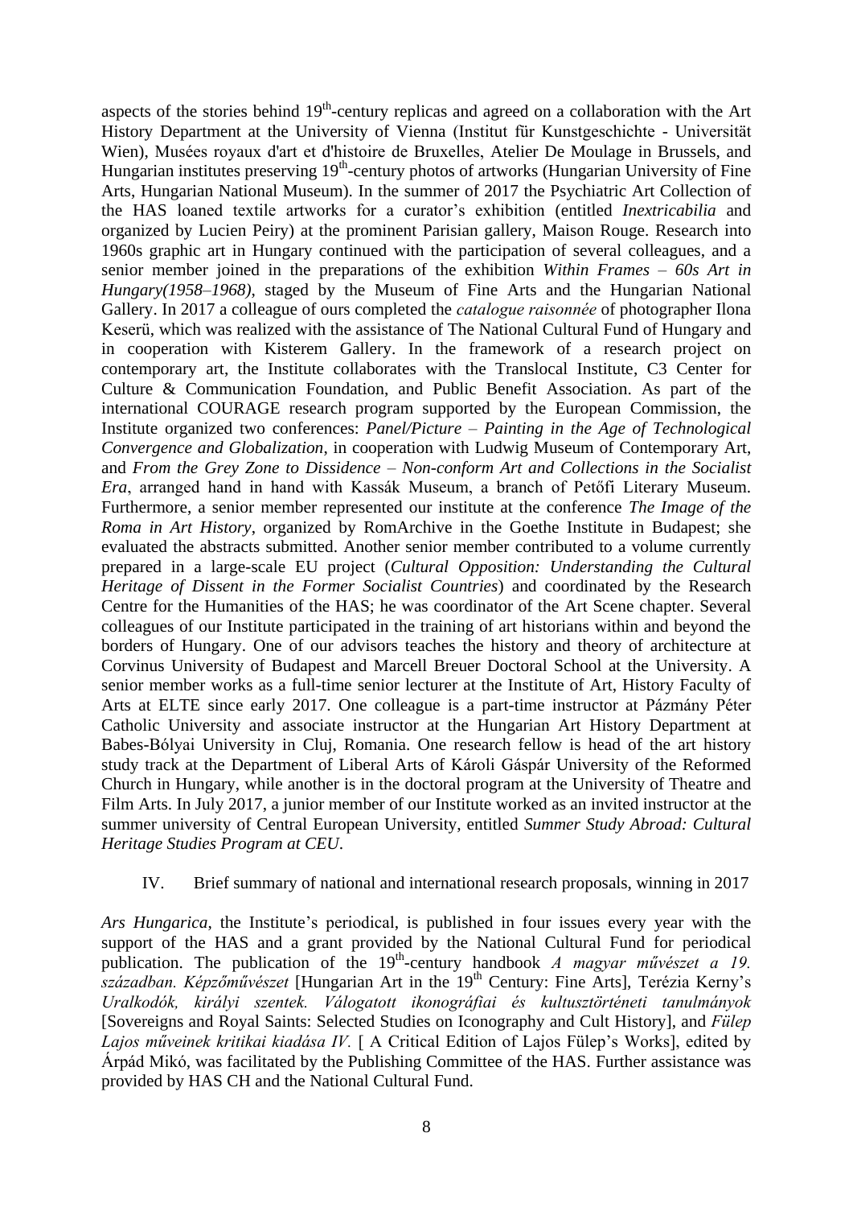aspects of the stories behind 19th-century replicas and agreed on a collaboration with the Art History Department at the University of Vienna (Institut für Kunstgeschichte - Universität Wien), Musées royaux d'art et d'histoire de Bruxelles, Atelier De Moulage in Brussels, and Hungarian institutes preserving 19th-century photos of artworks (Hungarian University of Fine Arts, Hungarian National Museum). In the summer of 2017 the Psychiatric Art Collection of the HAS loaned textile artworks for a curator's exhibition (entitled *Inextricabilia* and organized by Lucien Peiry) at the prominent Parisian gallery, Maison Rouge. Research into 1960s graphic art in Hungary continued with the participation of several colleagues, and a senior member joined in the preparations of the exhibition *Within Frames – 60s Art in Hungary(1958–1968)*, staged by the Museum of Fine Arts and the Hungarian National Gallery. In 2017 a colleague of ours completed the *catalogue raisonnée* of photographer Ilona Keserü, which was realized with the assistance of The National Cultural Fund of Hungary and in cooperation with Kisterem Gallery. In the framework of a research project on contemporary art, the Institute collaborates with the Translocal Institute, C3 Center for Culture & Communication Foundation, and Public Benefit Association. As part of the international COURAGE research program supported by the European Commission, the Institute organized two conferences: *Panel/Picture – Painting in the Age of Technological Convergence and Globalization*, in cooperation with Ludwig Museum of Contemporary Art, and *From the Grey Zone to Dissidence – Non-conform Art and Collections in the Socialist Era*, arranged hand in hand with Kassák Museum, a branch of Petőfi Literary Museum. Furthermore, a senior member represented our institute at the conference *The Image of the Roma in Art History*, organized by RomArchive in the Goethe Institute in Budapest; she evaluated the abstracts submitted. Another senior member contributed to a volume currently prepared in a large-scale EU project (*Cultural Opposition: Understanding the Cultural Heritage of Dissent in the Former Socialist Countries*) and coordinated by the Research Centre for the Humanities of the HAS; he was coordinator of the Art Scene chapter. Several colleagues of our Institute participated in the training of art historians within and beyond the borders of Hungary. One of our advisors teaches the history and theory of architecture at Corvinus University of Budapest and Marcell Breuer Doctoral School at the University. A senior member works as a full-time senior lecturer at the Institute of Art, History Faculty of Arts at ELTE since early 2017. One colleague is a part-time instructor at Pázmány Péter Catholic University and associate instructor at the Hungarian Art History Department at Babes-Bólyai University in Cluj, Romania. One research fellow is head of the art history study track at the Department of Liberal Arts of Károli Gáspár University of the Reformed Church in Hungary, while another is in the doctoral program at the University of Theatre and Film Arts. In July 2017, a junior member of our Institute worked as an invited instructor at the summer university of Central European University, entitled *Summer Study Abroad: Cultural Heritage Studies Program at CEU*.

## IV. Brief summary of national and international research proposals, winning in 2017

*Ars Hungarica*, the Institute's periodical, is published in four issues every year with the support of the HAS and a grant provided by the National Cultural Fund for periodical publication. The publication of the 19th-century handbook *A magyar művészet a 19. században. Képzőművészet* [Hungarian Art in the 19th Century: Fine Arts], Terézia Kerny's *Uralkodók, királyi szentek. Válogatott ikonográfiai és kultusztörténeti tanulmányok* [Sovereigns and Royal Saints: Selected Studies on Iconography and Cult History], and *Fülep Lajos műveinek kritikai kiadása IV.* [ A Critical Edition of Lajos Fülep's Works], edited by Árpád Mikó, was facilitated by the Publishing Committee of the HAS. Further assistance was provided by HAS CH and the National Cultural Fund.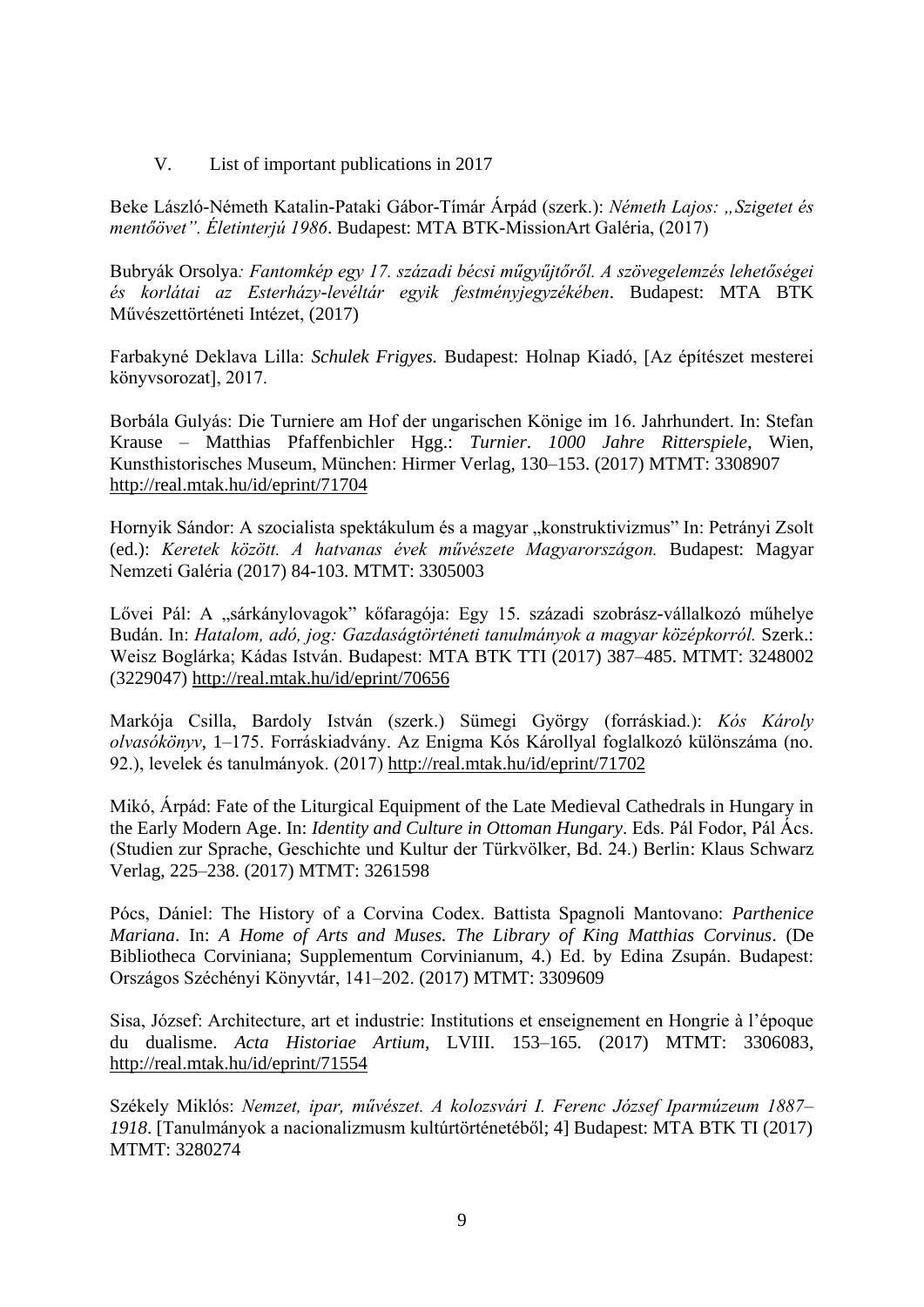## V. List of important publications in 2017

Beke László-Németh Katalin-Pataki Gábor-Tímár Árpád (szerk.): *Németh Lajos: „Szigetet és mentőövet". Életinterjú 1986*. Budapest: MTA BTK-MissionArt Galéria, (2017)

Bubryák Orsolya*: Fantomkép egy 17. századi bécsi műgyűjtőről. A szövegelemzés lehetőségei és korlátai az Esterházy-levéltár egyik festményjegyzékében*. Budapest: MTA BTK Művészettörténeti Intézet, (2017)

Farbakyné Deklava Lilla: *Schulek Frigyes.* Budapest: Holnap Kiadó, [Az építészet mesterei könyvsorozat], 2017.

Borbála Gulyás: Die Turniere am Hof der ungarischen Könige im 16. Jahrhundert. In: Stefan Krause – Matthias Pfaffenbichler Hgg.: *Turnier. 1000 Jahre Ritterspiele*, Wien, Kunsthistorisches Museum, München: Hirmer Verlag, 130–153. (2017) MTMT: 3308907 http://real.mtak.hu/id/eprint/71704

Hornyik Sándor: A szocialista spektákulum és a magyar „konstruktivizmus" In: Petrányi Zsolt (ed.): *Keretek között. A hatvanas évek művészete Magyarországon.* Budapest: Magyar Nemzeti Galéria (2017) 84-103. MTMT: 3305003

Lővei Pál: A „sárkánylovagok" kőfaragója: Egy 15. századi szobrász-vállalkozó műhelye Budán. In: *Hatalom, adó, jog: Gazdaságtörténeti tanulmányok a magyar középkorról.* Szerk.: Weisz Boglárka; Kádas István. Budapest: MTA BTK TTI (2017) 387–485. MTMT: 3248002 (3229047) http://real.mtak.hu/id/eprint/70656

Markója Csilla, Bardoly István (szerk.) Sümegi György (forráskiad.): *Kós Károly olvasókönyv*, 1–175. Forráskiadvány. Az Enigma Kós Károllyal foglalkozó különszáma (no. 92.), levelek és tanulmányok. (2017) http://real.mtak.hu/id/eprint/71702

Mikó, Árpád: Fate of the Liturgical Equipment of the Late Medieval Cathedrals in Hungary in the Early Modern Age. In: *Identity and Culture in Ottoman Hungary*. Eds. Pál Fodor, Pál Ács. (Studien zur Sprache, Geschichte und Kultur der Türkvölker, Bd. 24.) Berlin: Klaus Schwarz Verlag, 225–238. (2017) MTMT: 3261598

Pócs, Dániel: The History of a Corvina Codex. Battista Spagnoli Mantovano: *Parthenice Mariana*. In: *A Home of Arts and Muses. The Library of King Matthias Corvinus*. (De Bibliotheca Corviniana; Supplementum Corvinianum, 4.) Ed. by Edina Zsupán. Budapest: Országos Széchényi Könyvtár, 141–202. (2017) MTMT: 3309609

Sisa, József: Architecture, art et industrie: Institutions et enseignement en Hongrie à l'époque du dualisme. *Acta Historiae Artium*, LVIII. 153–165. (2017) MTMT: 3306083, http://real.mtak.hu/id/eprint/71554

Székely Miklós: *Nemzet, ipar, művészet. A kolozsvári I. Ferenc József Iparmúzeum 1887–1918*. [Tanulmányok a nacionalizmusm kultúrtörténetéből; 4] Budapest: MTA BTK TI (2017) MTMT: 3280274